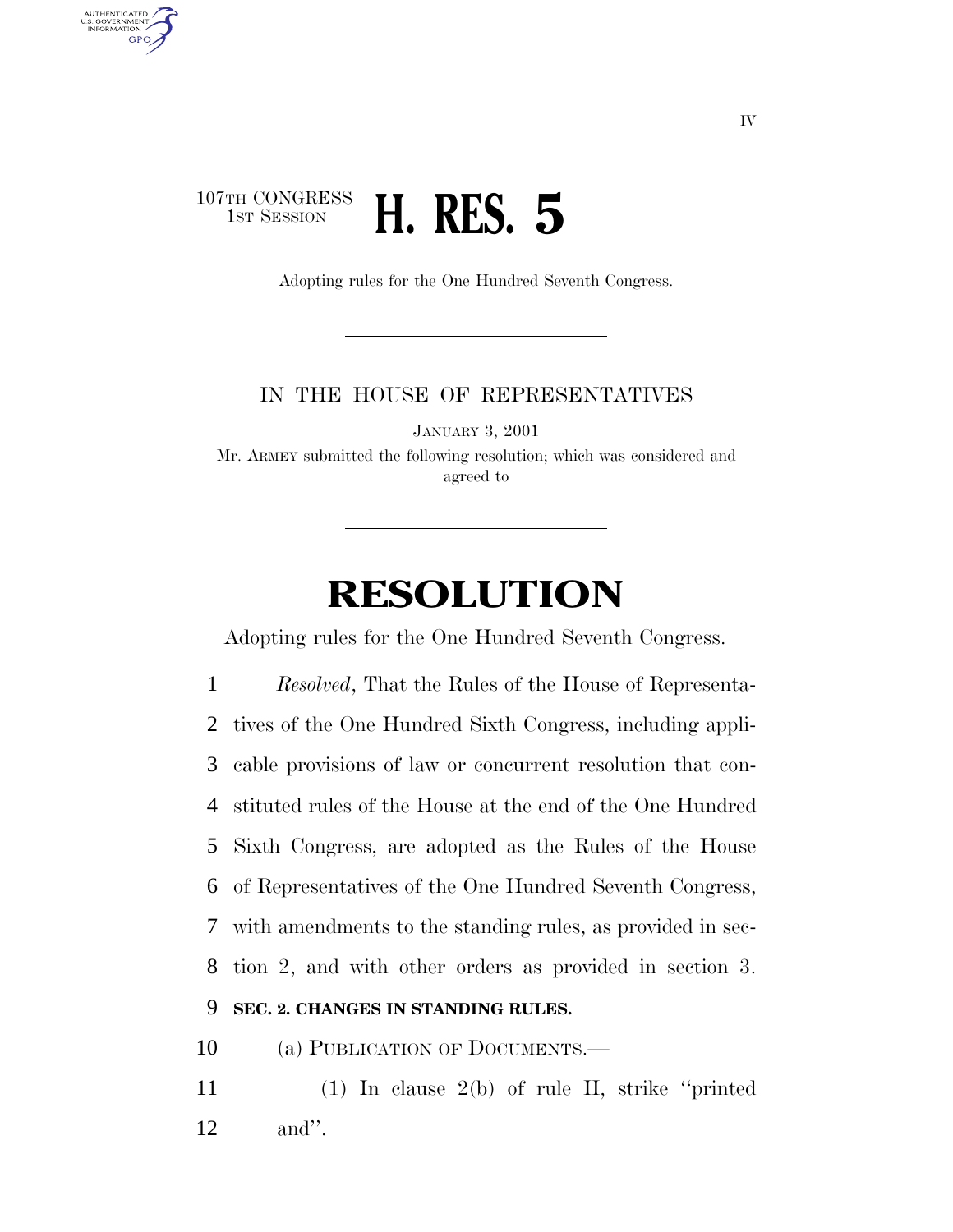107TH CONGRESS
1ST SESSION

# H. RES. 5

Adopting rules for the One Hundred Seventh Congress.

IN THE HOUSE OF REPRESENTATIVES

JANUARY 3, 2001

Mr. ARMEY submitted the following resolution; which was considered and agreed to

# RESOLUTION

Adopting rules for the One Hundred Seventh Congress.

*Resolved*, That the Rules of the House of Representatives of the One Hundred Sixth Congress, including applicable provisions of law or concurrent resolution that constituted rules of the House at the end of the One Hundred Sixth Congress, are adopted as the Rules of the House of Representatives of the One Hundred Seventh Congress, with amendments to the standing rules, as provided in section 2, and with other orders as provided in section 3.

**SEC. 2. CHANGES IN STANDING RULES.**

(a) PUBLICATION OF DOCUMENTS.—

(1) In clause 2(b) of rule II, strike ''printed and''.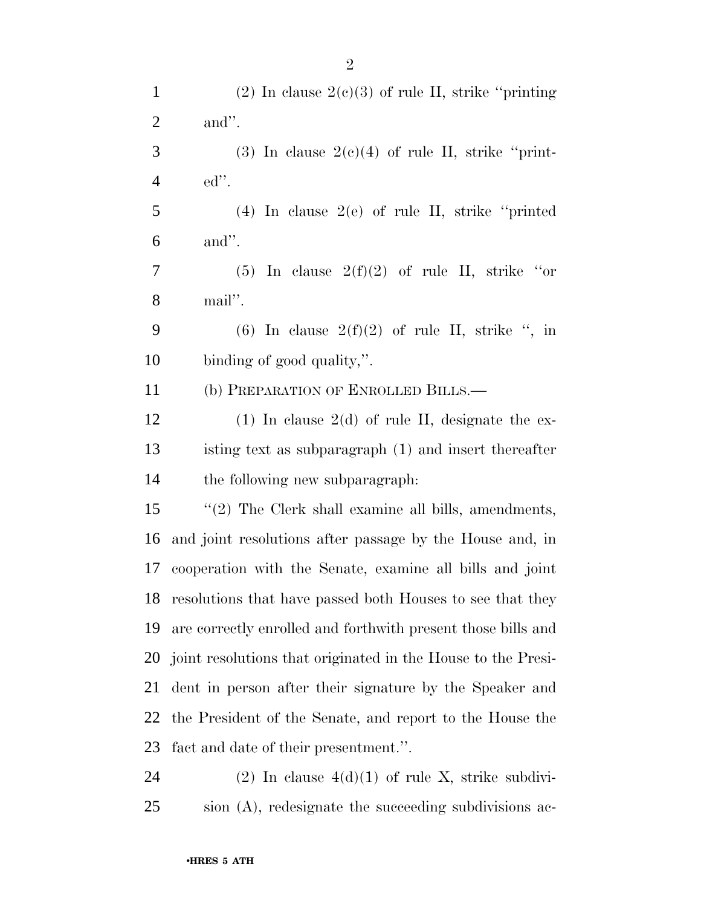(2) In clause 2(c)(3) of rule II, strike ''printing and''.

(3) In clause 2(c)(4) of rule II, strike ''printed''.

(4) In clause 2(e) of rule II, strike ''printed and''.

(5) In clause 2(f)(2) of rule II, strike ''or mail''.

(6) In clause 2(f)(2) of rule II, strike '', in binding of good quality,''.

(b) PREPARATION OF ENROLLED BILLS.—

(1) In clause 2(d) of rule II, designate the existing text as subparagraph (1) and insert thereafter the following new subparagraph:

''(2) The Clerk shall examine all bills, amendments, and joint resolutions after passage by the House and, in cooperation with the Senate, examine all bills and joint resolutions that have passed both Houses to see that they are correctly enrolled and forthwith present those bills and joint resolutions that originated in the House to the President in person after their signature by the Speaker and the President of the Senate, and report to the House the fact and date of their presentment.''.

(2) In clause 4(d)(1) of rule X, strike subdivision (A), redesignate the succeeding subdivisions ac-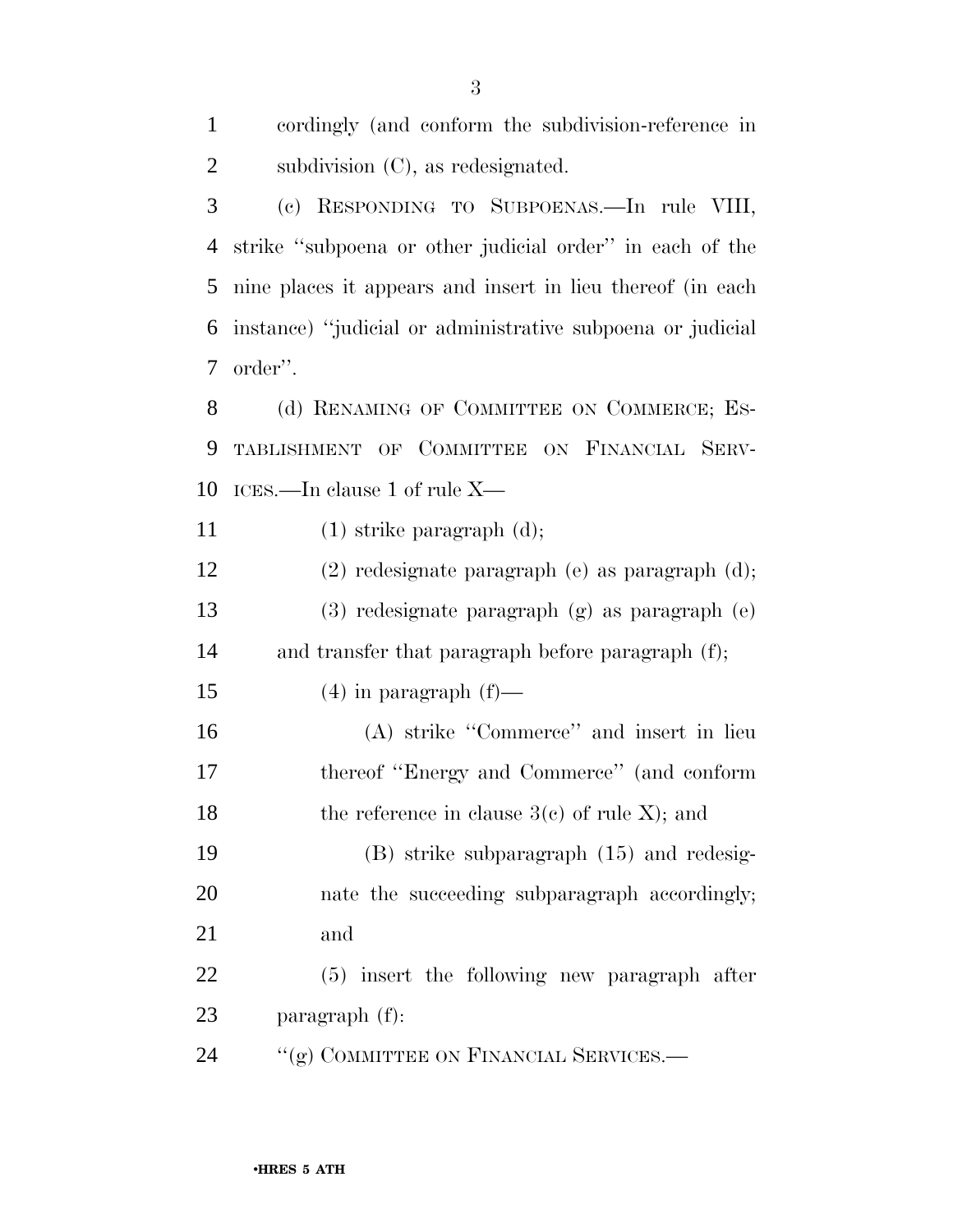cordingly (and conform the subdivision-reference in subdivision (C), as redesignated.

(c) RESPONDING TO SUBPOENAS.—In rule VIII, strike ''subpoena or other judicial order'' in each of the nine places it appears and insert in lieu thereof (in each instance) ''judicial or administrative subpoena or judicial order''.

(d) RENAMING OF COMMITTEE ON COMMERCE; ESTABLISHMENT OF COMMITTEE ON FINANCIAL SERVICES.—In clause 1 of rule X—

(1) strike paragraph (d);

(2) redesignate paragraph (e) as paragraph (d);

(3) redesignate paragraph (g) as paragraph (e) and transfer that paragraph before paragraph (f);

(4) in paragraph (f)—

(A) strike ''Commerce'' and insert in lieu thereof ''Energy and Commerce'' (and conform the reference in clause 3(c) of rule X); and

(B) strike subparagraph (15) and redesignate the succeeding subparagraph accordingly; and

(5) insert the following new paragraph after paragraph (f):

''(g) COMMITTEE ON FINANCIAL SERVICES.—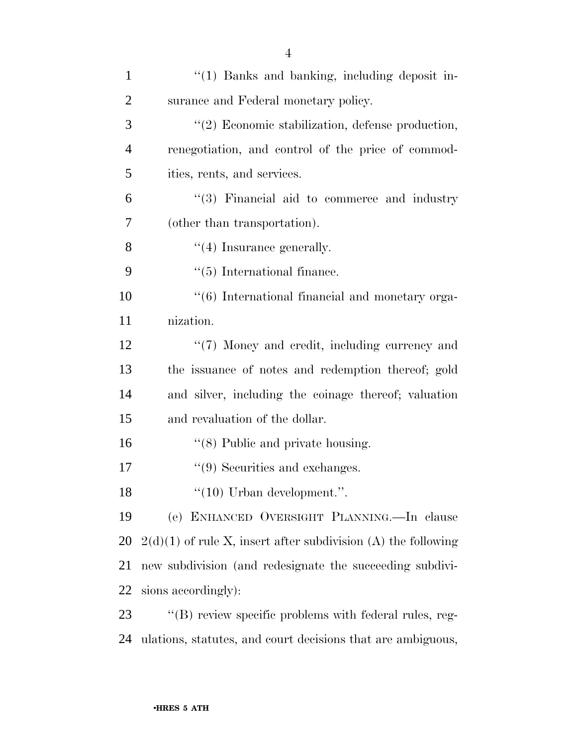''(1) Banks and banking, including deposit insurance and Federal monetary policy.

''(2) Economic stabilization, defense production, renegotiation, and control of the price of commodities, rents, and services.

''(3) Financial aid to commerce and industry (other than transportation).

''(4) Insurance generally.

''(5) International finance.

''(6) International financial and monetary organization.

''(7) Money and credit, including currency and the issuance of notes and redemption thereof; gold and silver, including the coinage thereof; valuation and revaluation of the dollar.

''(8) Public and private housing.

''(9) Securities and exchanges.

''(10) Urban development.''.

(e) ENHANCED OVERSIGHT PLANNING.—In clause 2(d)(1) of rule X, insert after subdivision (A) the following new subdivision (and redesignate the succeeding subdivisions accordingly):

''(B) review specific problems with federal rules, regulations, statutes, and court decisions that are ambiguous,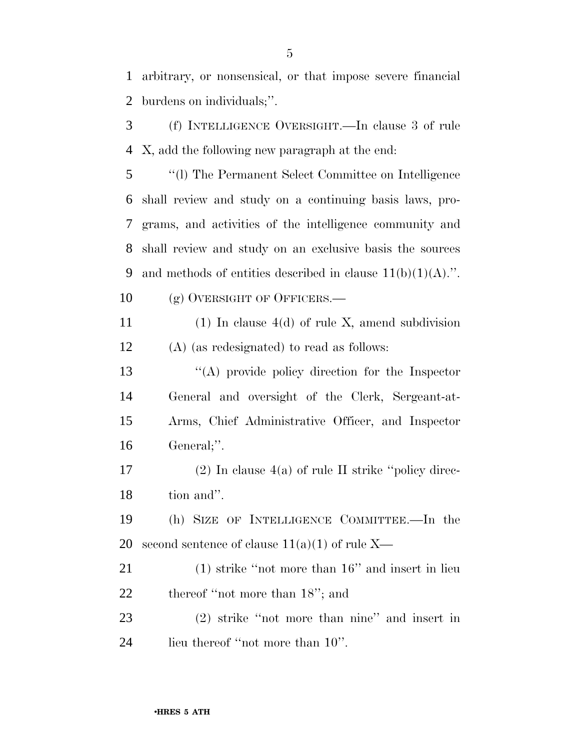arbitrary, or nonsensical, or that impose severe financial burdens on individuals;''.

(f) INTELLIGENCE OVERSIGHT.—In clause 3 of rule X, add the following new paragraph at the end:

''(l) The Permanent Select Committee on Intelligence shall review and study on a continuing basis laws, programs, and activities of the intelligence community and shall review and study on an exclusive basis the sources and methods of entities described in clause 11(b)(1)(A).''.

(g) OVERSIGHT OF OFFICERS.—

(1) In clause 4(d) of rule X, amend subdivision (A) (as redesignated) to read as follows:

''(A) provide policy direction for the Inspector General and oversight of the Clerk, Sergeant-at-Arms, Chief Administrative Officer, and Inspector General;''.

(2) In clause 4(a) of rule II strike ''policy direction and''.

(h) SIZE OF INTELLIGENCE COMMITTEE.—In the second sentence of clause 11(a)(1) of rule X—

(1) strike ''not more than 16'' and insert in lieu thereof ''not more than 18''; and

(2) strike ''not more than nine'' and insert in lieu thereof ''not more than 10''.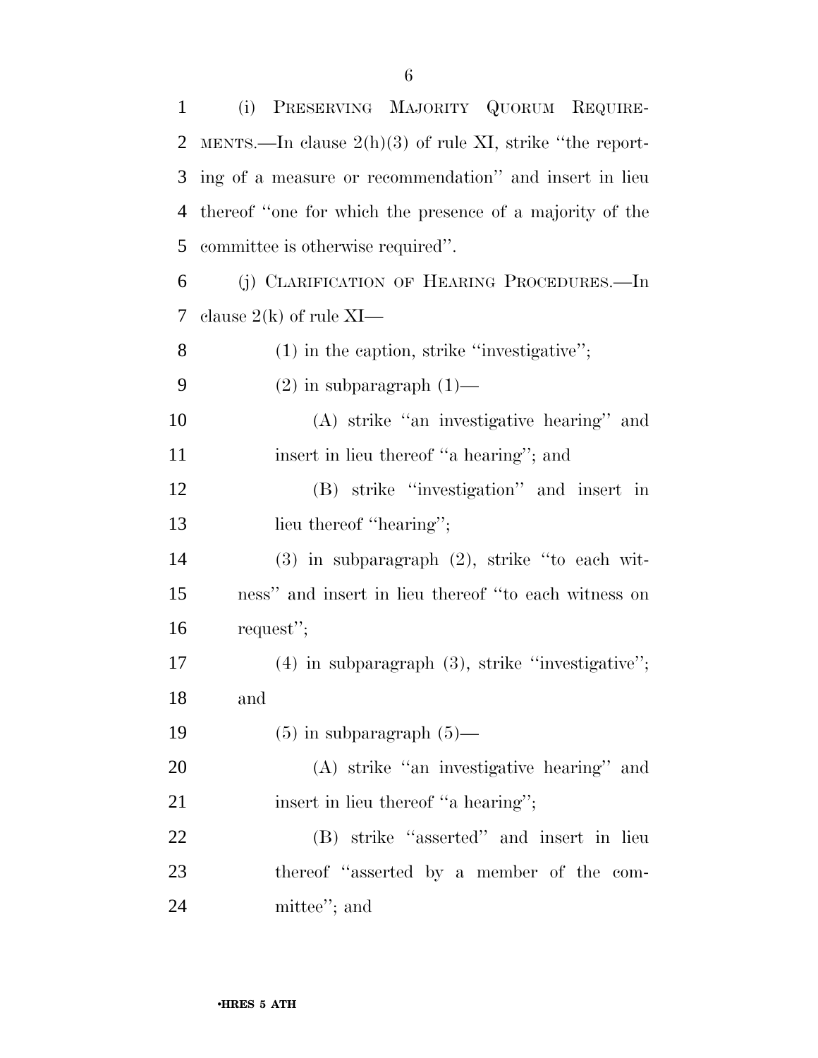(i) PRESERVING MAJORITY QUORUM REQUIREMENTS.—In clause 2(h)(3) of rule XI, strike ''the reporting of a measure or recommendation'' and insert in lieu thereof ''one for which the presence of a majority of the committee is otherwise required''.

(j) CLARIFICATION OF HEARING PROCEDURES.—In clause 2(k) of rule XI—

(1) in the caption, strike ''investigative'';

(2) in subparagraph (1)—

(A) strike ''an investigative hearing'' and insert in lieu thereof ''a hearing''; and

(B) strike ''investigation'' and insert in lieu thereof ''hearing'';

(3) in subparagraph (2), strike ''to each witness'' and insert in lieu thereof ''to each witness on request'';

(4) in subparagraph (3), strike ''investigative''; and

(5) in subparagraph (5)—

(A) strike ''an investigative hearing'' and insert in lieu thereof ''a hearing'';

(B) strike ''asserted'' and insert in lieu thereof ''asserted by a member of the committee''; and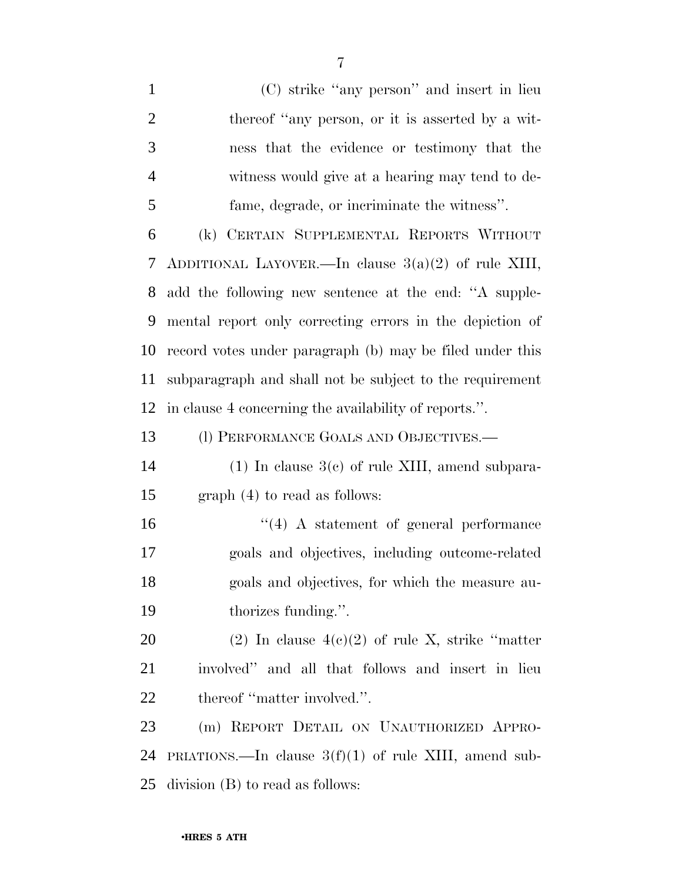(C) strike "any person" and insert in lieu thereof "any person, or it is asserted by a witness that the evidence or testimony that the witness would give at a hearing may tend to defame, degrade, or incriminate the witness".

(k) CERTAIN SUPPLEMENTAL REPORTS WITHOUT ADDITIONAL LAYOVER.—In clause 3(a)(2) of rule XIII, add the following new sentence at the end: "A supplemental report only correcting errors in the depiction of record votes under paragraph (b) may be filed under this subparagraph and shall not be subject to the requirement in clause 4 concerning the availability of reports.".

(l) PERFORMANCE GOALS AND OBJECTIVES.—

(1) In clause 3(c) of rule XIII, amend subparagraph (4) to read as follows:

"(4) A statement of general performance goals and objectives, including outcome-related goals and objectives, for which the measure authorizes funding.".

(2) In clause 4(c)(2) of rule X, strike "matter involved" and all that follows and insert in lieu thereof "matter involved.".

(m) REPORT DETAIL ON UNAUTHORIZED APPROPRIATIONS.—In clause 3(f)(1) of rule XIII, amend subdivision (B) to read as follows: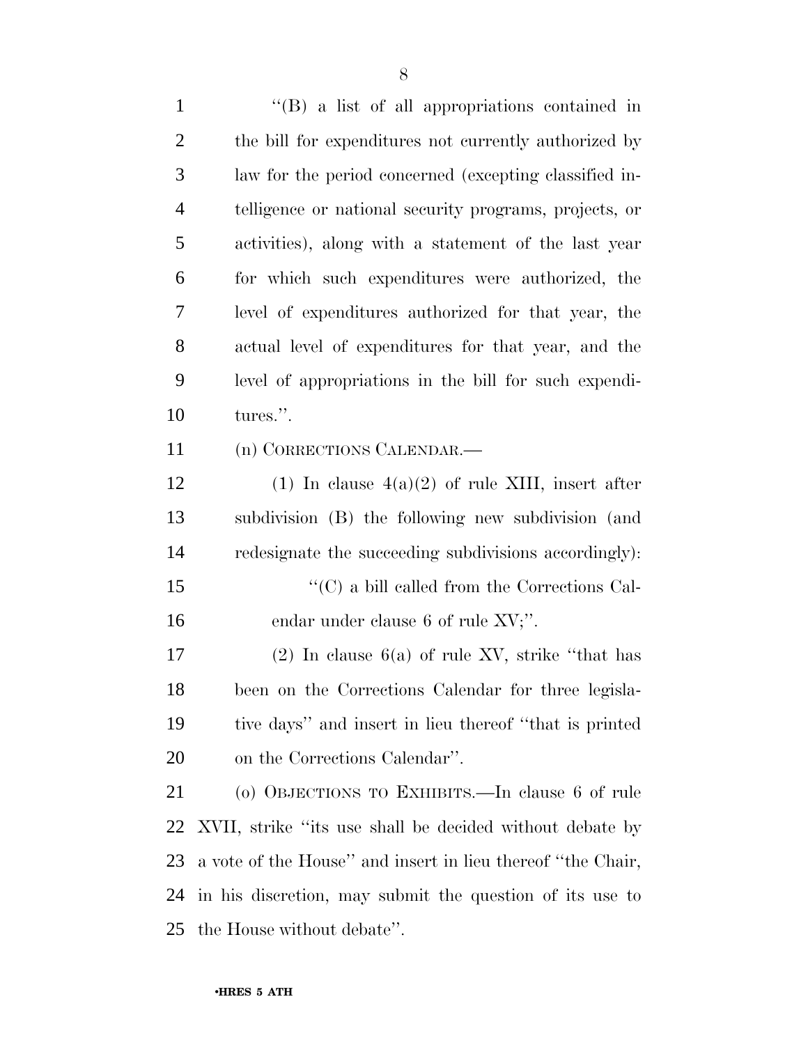''(B) a list of all appropriations contained in the bill for expenditures not currently authorized by law for the period concerned (excepting classified intelligence or national security programs, projects, or activities), along with a statement of the last year for which such expenditures were authorized, the level of expenditures authorized for that year, the actual level of expenditures for that year, and the level of appropriations in the bill for such expenditures.''.

(n) CORRECTIONS CALENDAR.—

(1) In clause 4(a)(2) of rule XIII, insert after subdivision (B) the following new subdivision (and redesignate the succeeding subdivisions accordingly):

''(C) a bill called from the Corrections Calendar under clause 6 of rule XV;''.

(2) In clause 6(a) of rule XV, strike ''that has been on the Corrections Calendar for three legislative days'' and insert in lieu thereof ''that is printed on the Corrections Calendar''.

(o) OBJECTIONS TO EXHIBITS.—In clause 6 of rule XVII, strike ''its use shall be decided without debate by a vote of the House'' and insert in lieu thereof ''the Chair, in his discretion, may submit the question of its use to the House without debate''.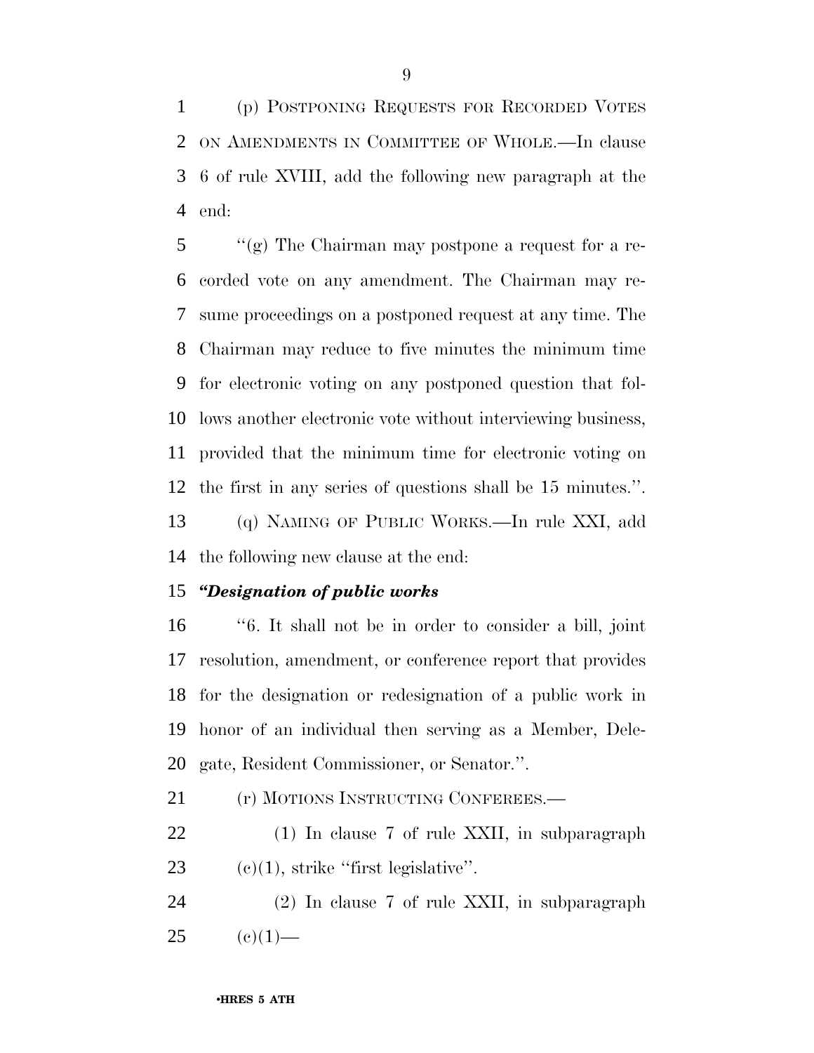(p) POSTPONING REQUESTS FOR RECORDED VOTES ON AMENDMENTS IN COMMITTEE OF WHOLE.—In clause 6 of rule XVIII, add the following new paragraph at the end:

''(g) The Chairman may postpone a request for a recorded vote on any amendment. The Chairman may resume proceedings on a postponed request at any time. The Chairman may reduce to five minutes the minimum time for electronic voting on any postponed question that follows another electronic vote without interviewing business, provided that the minimum time for electronic voting on the first in any series of questions shall be 15 minutes.''.

(q) NAMING OF PUBLIC WORKS.—In rule XXI, add the following new clause at the end:

***''Designation of public works***

''6. It shall not be in order to consider a bill, joint resolution, amendment, or conference report that provides for the designation or redesignation of a public work in honor of an individual then serving as a Member, Delegate, Resident Commissioner, or Senator.''.

(r) MOTIONS INSTRUCTING CONFEREES.—

(1) In clause 7 of rule XXII, in subparagraph (c)(1), strike ''first legislative''.

(2) In clause 7 of rule XXII, in subparagraph (c)(1)—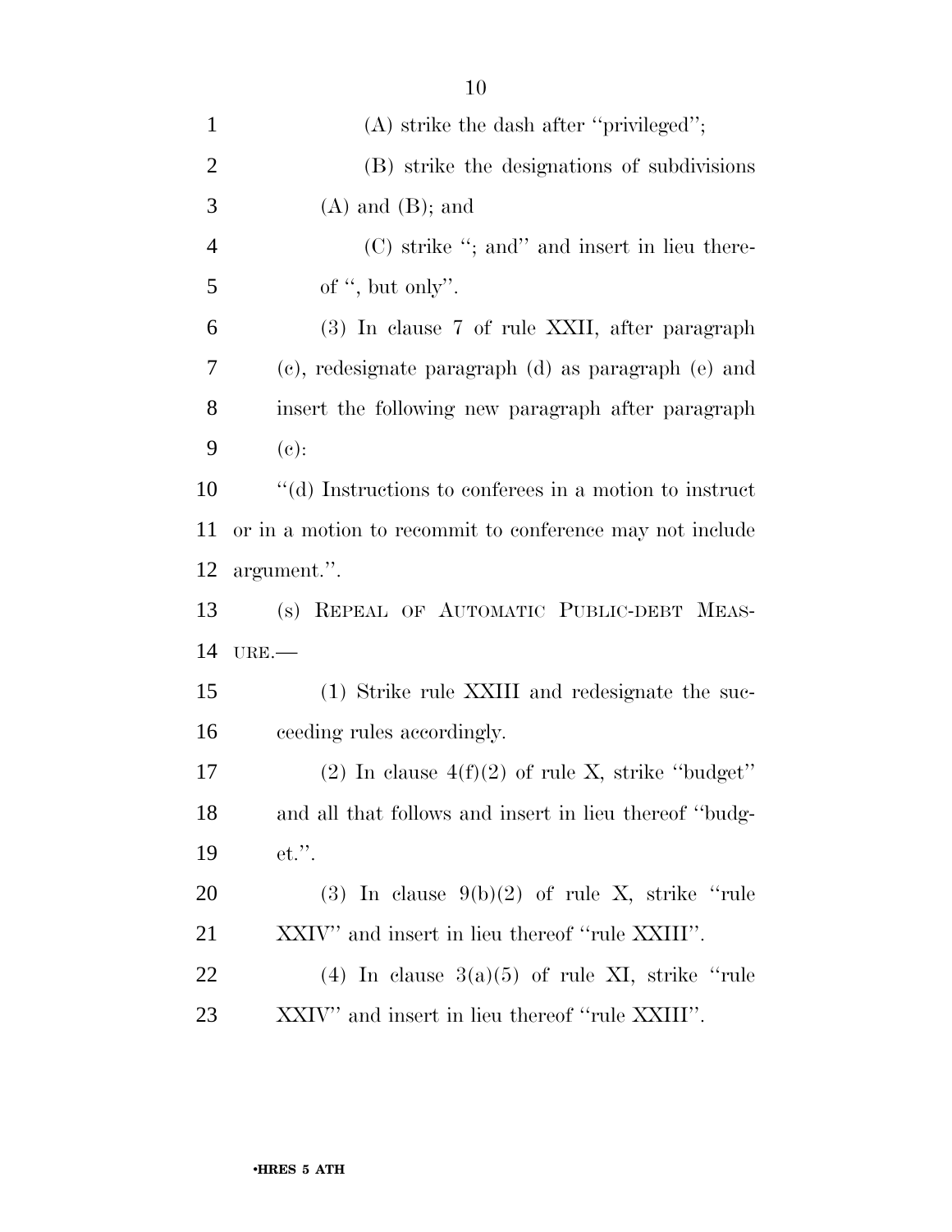(A) strike the dash after "privileged";

(B) strike the designations of subdivisions (A) and (B); and

(C) strike "; and" and insert in lieu thereof ", but only".

(3) In clause 7 of rule XXII, after paragraph (c), redesignate paragraph (d) as paragraph (e) and insert the following new paragraph after paragraph (c):

"(d) Instructions to conferees in a motion to instruct or in a motion to recommit to conference may not include argument.".

(s) REPEAL OF AUTOMATIC PUBLIC-DEBT MEASURE.—

(1) Strike rule XXIII and redesignate the succeeding rules accordingly.

(2) In clause 4(f)(2) of rule X, strike "budget" and all that follows and insert in lieu thereof "budget.".

(3) In clause 9(b)(2) of rule X, strike "rule XXIV" and insert in lieu thereof "rule XXIII".

(4) In clause 3(a)(5) of rule XI, strike "rule XXIV" and insert in lieu thereof "rule XXIII".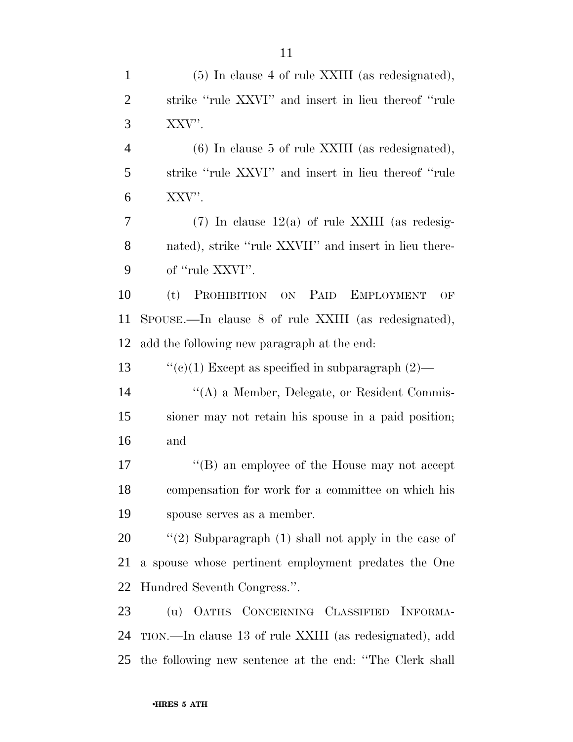(5) In clause 4 of rule XXIII (as redesignated), strike ''rule XXVI'' and insert in lieu thereof ''rule XXV''.

(6) In clause 5 of rule XXIII (as redesignated), strike ''rule XXVI'' and insert in lieu thereof ''rule XXV''.

(7) In clause 12(a) of rule XXIII (as redesignated), strike ''rule XXVII'' and insert in lieu thereof ''rule XXVI''.

(t) PROHIBITION ON PAID EMPLOYMENT OF SPOUSE.—In clause 8 of rule XXIII (as redesignated), add the following new paragraph at the end:

''(c)(1) Except as specified in subparagraph (2)—

''(A) a Member, Delegate, or Resident Commissioner may not retain his spouse in a paid position; and

''(B) an employee of the House may not accept compensation for work for a committee on which his spouse serves as a member.

''(2) Subparagraph (1) shall not apply in the case of a spouse whose pertinent employment predates the One Hundred Seventh Congress.''.

(u) OATHS CONCERNING CLASSIFIED INFORMATION.—In clause 13 of rule XXIII (as redesignated), add the following new sentence at the end: ''The Clerk shall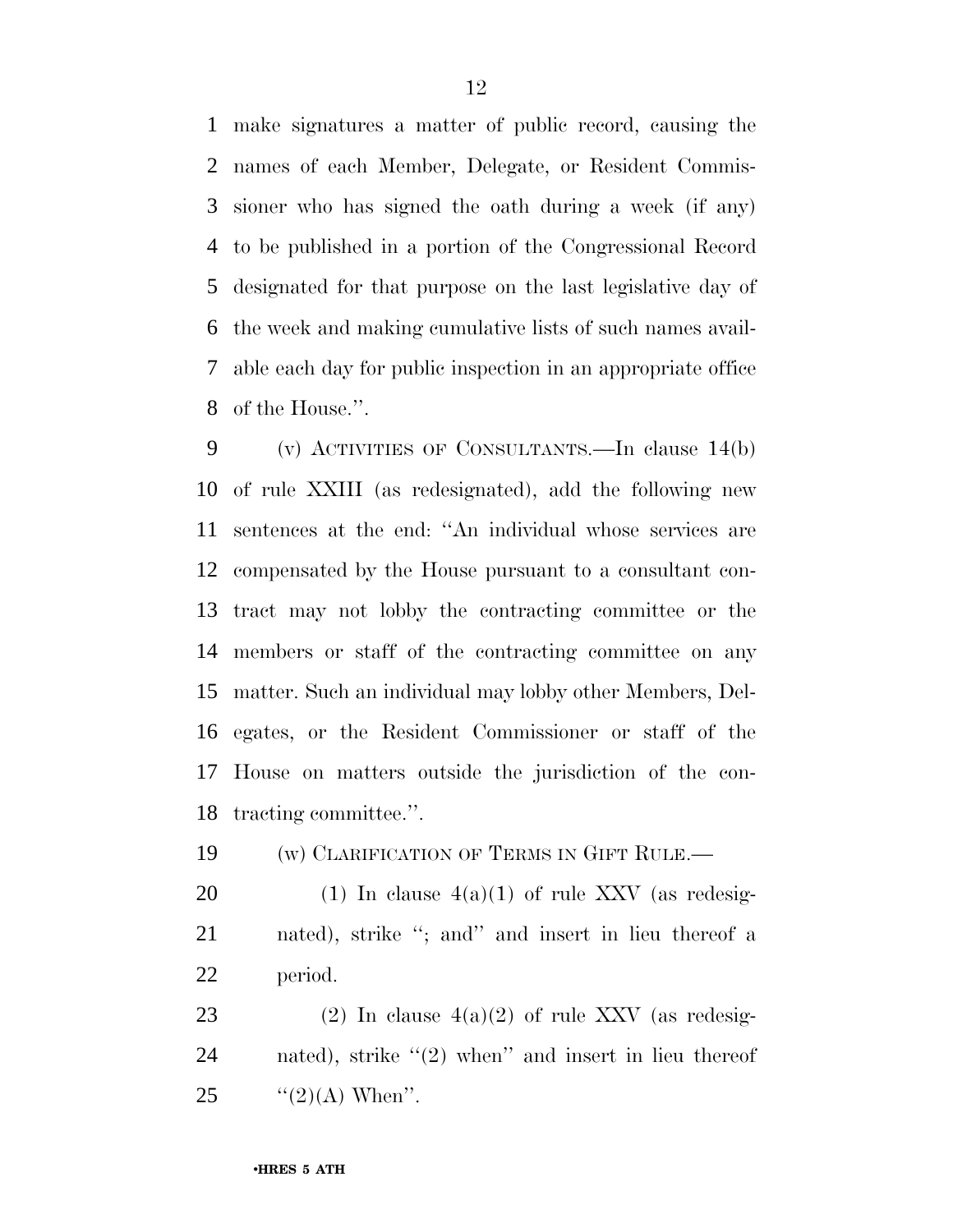make signatures a matter of public record, causing the names of each Member, Delegate, or Resident Commissioner who has signed the oath during a week (if any) to be published in a portion of the Congressional Record designated for that purpose on the last legislative day of the week and making cumulative lists of such names available each day for public inspection in an appropriate office of the House.''.

(v) ACTIVITIES OF CONSULTANTS.—In clause 14(b) of rule XXIII (as redesignated), add the following new sentences at the end: ''An individual whose services are compensated by the House pursuant to a consultant contract may not lobby the contracting committee or the members or staff of the contracting committee on any matter. Such an individual may lobby other Members, Delegates, or the Resident Commissioner or staff of the House on matters outside the jurisdiction of the contracting committee.''.

(w) CLARIFICATION OF TERMS IN GIFT RULE.—

(1) In clause 4(a)(1) of rule XXV (as redesignated), strike ''; and'' and insert in lieu thereof a period.

(2) In clause 4(a)(2) of rule XXV (as redesignated), strike ''(2) when'' and insert in lieu thereof ''(2)(A) When''.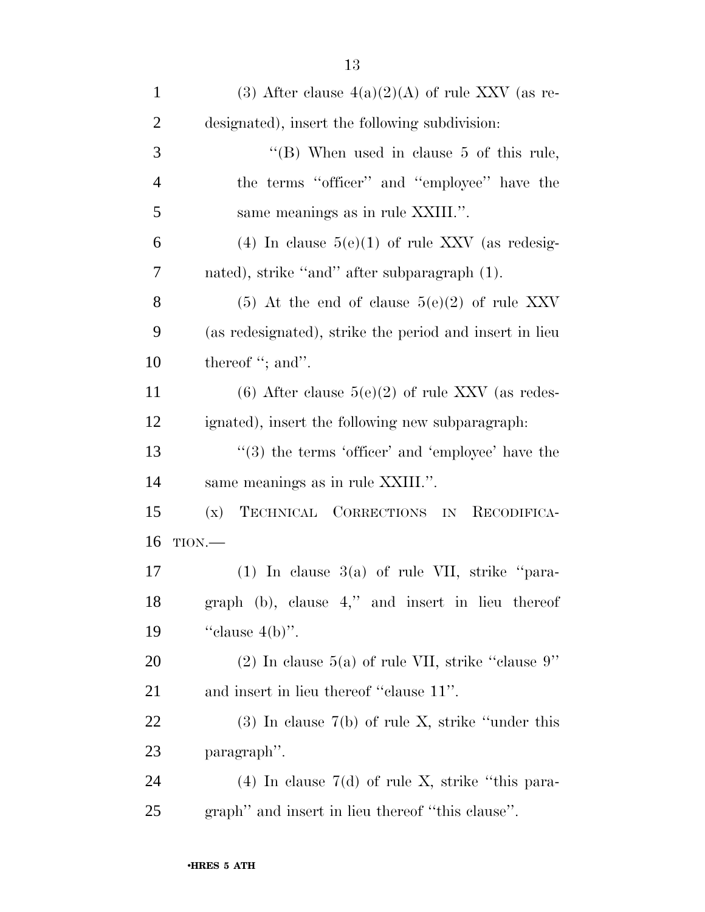(3) After clause 4(a)(2)(A) of rule XXV (as redesignated), insert the following subdivision:

"(B) When used in clause 5 of this rule, the terms "officer" and "employee" have the same meanings as in rule XXIII.".

(4) In clause 5(e)(1) of rule XXV (as redesignated), strike "and" after subparagraph (1).

(5) At the end of clause 5(e)(2) of rule XXV (as redesignated), strike the period and insert in lieu thereof "; and".

(6) After clause 5(e)(2) of rule XXV (as redesignated), insert the following new subparagraph:

"(3) the terms 'officer' and 'employee' have the same meanings as in rule XXIII.".

(x) TECHNICAL CORRECTIONS IN RECODIFICATION.—

(1) In clause 3(a) of rule VII, strike "paragraph (b), clause 4," and insert in lieu thereof "clause 4(b)".

(2) In clause 5(a) of rule VII, strike "clause 9" and insert in lieu thereof "clause 11".

(3) In clause 7(b) of rule X, strike "under this paragraph".

(4) In clause 7(d) of rule X, strike "this paragraph" and insert in lieu thereof "this clause".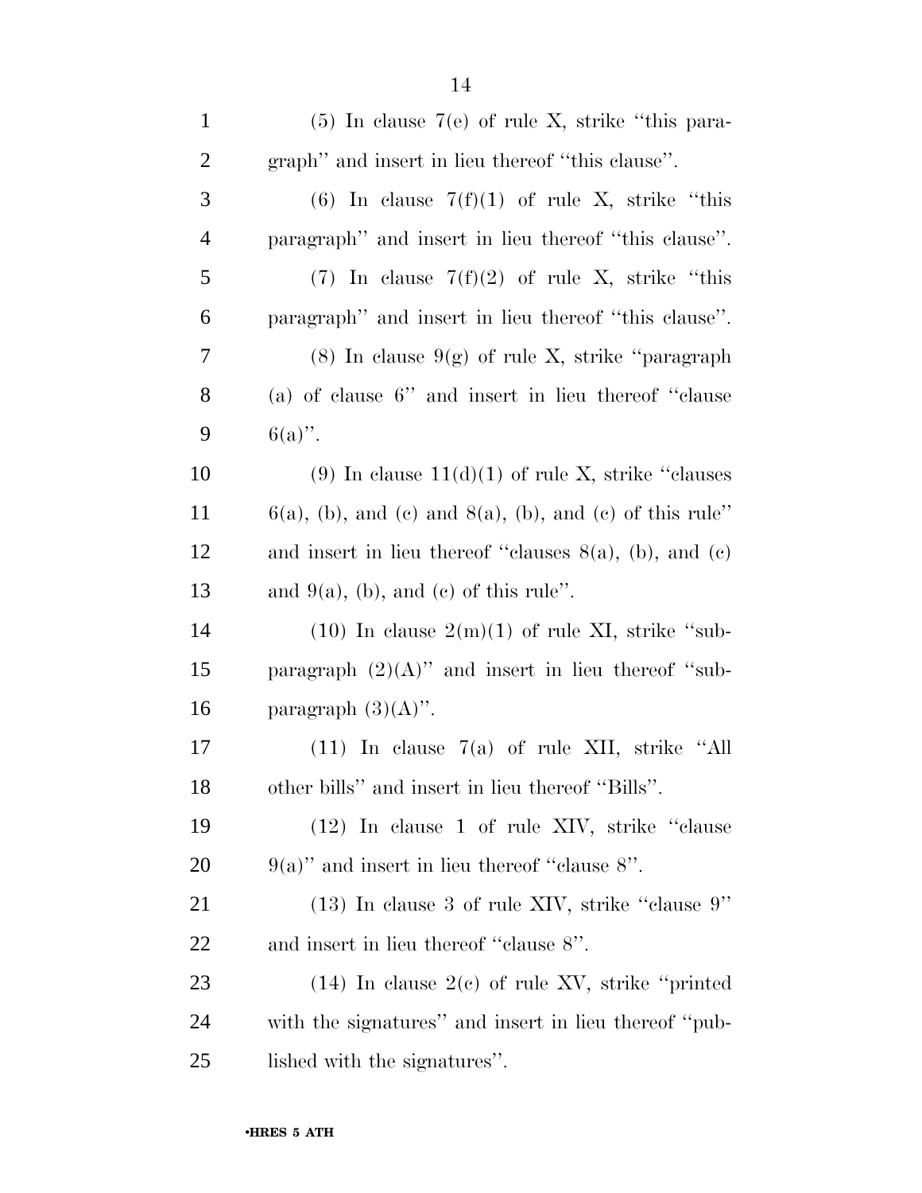(5) In clause 7(e) of rule X, strike ''this paragraph'' and insert in lieu thereof ''this clause''.

(6) In clause 7(f)(1) of rule X, strike ''this paragraph'' and insert in lieu thereof ''this clause''.

(7) In clause 7(f)(2) of rule X, strike ''this paragraph'' and insert in lieu thereof ''this clause''.

(8) In clause 9(g) of rule X, strike ''paragraph (a) of clause 6'' and insert in lieu thereof ''clause 6(a)''.

(9) In clause 11(d)(1) of rule X, strike ''clauses 6(a), (b), and (c) and 8(a), (b), and (c) of this rule'' and insert in lieu thereof ''clauses 8(a), (b), and (c) and 9(a), (b), and (c) of this rule''.

(10) In clause 2(m)(1) of rule XI, strike ''subparagraph (2)(A)'' and insert in lieu thereof ''subparagraph (3)(A)''.

(11) In clause 7(a) of rule XII, strike ''All other bills'' and insert in lieu thereof ''Bills''.

(12) In clause 1 of rule XIV, strike ''clause 9(a)'' and insert in lieu thereof ''clause 8''.

(13) In clause 3 of rule XIV, strike ''clause 9'' and insert in lieu thereof ''clause 8''.

(14) In clause 2(c) of rule XV, strike ''printed with the signatures'' and insert in lieu thereof ''published with the signatures''.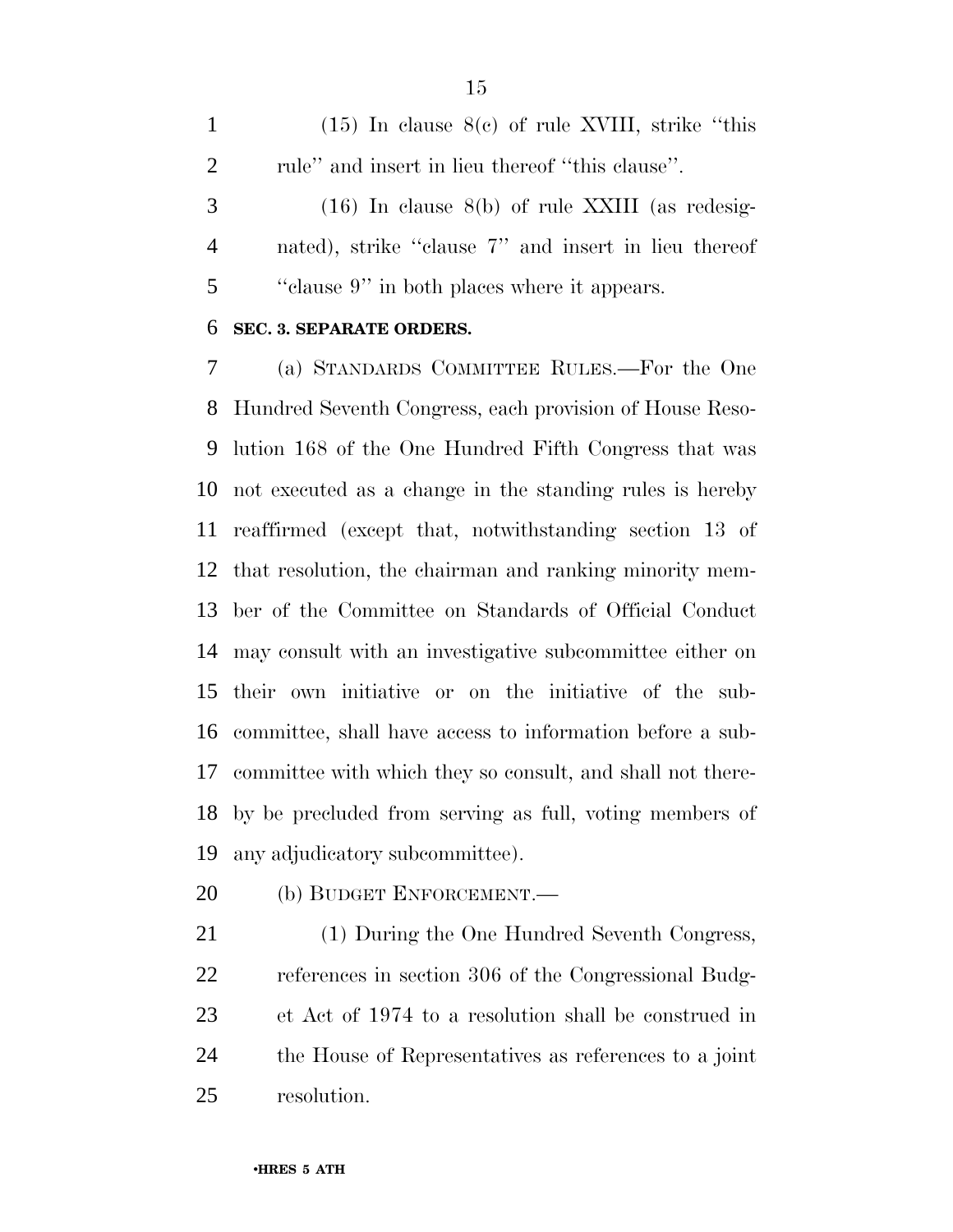(15) In clause 8(c) of rule XVIII, strike ''this rule'' and insert in lieu thereof ''this clause''.

(16) In clause 8(b) of rule XXIII (as redesignated), strike ''clause 7'' and insert in lieu thereof ''clause 9'' in both places where it appears.

**SEC. 3. SEPARATE ORDERS.**

(a) STANDARDS COMMITTEE RULES.—For the One Hundred Seventh Congress, each provision of House Resolution 168 of the One Hundred Fifth Congress that was not executed as a change in the standing rules is hereby reaffirmed (except that, notwithstanding section 13 of that resolution, the chairman and ranking minority member of the Committee on Standards of Official Conduct may consult with an investigative subcommittee either on their own initiative or on the initiative of the subcommittee, shall have access to information before a subcommittee with which they so consult, and shall not thereby be precluded from serving as full, voting members of any adjudicatory subcommittee).

(b) BUDGET ENFORCEMENT.—

(1) During the One Hundred Seventh Congress, references in section 306 of the Congressional Budget Act of 1974 to a resolution shall be construed in the House of Representatives as references to a joint resolution.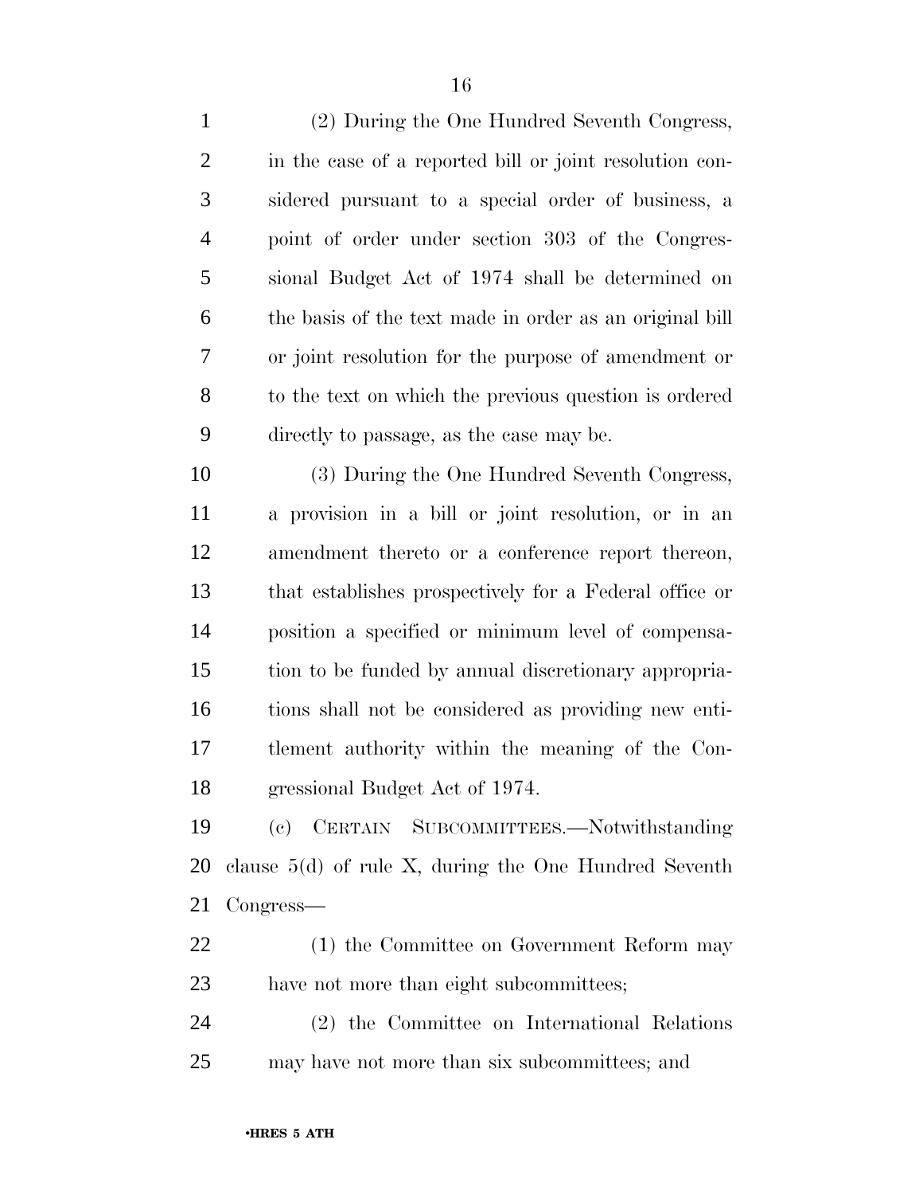(2) During the One Hundred Seventh Congress, in the case of a reported bill or joint resolution considered pursuant to a special order of business, a point of order under section 303 of the Congressional Budget Act of 1974 shall be determined on the basis of the text made in order as an original bill or joint resolution for the purpose of amendment or to the text on which the previous question is ordered directly to passage, as the case may be.

(3) During the One Hundred Seventh Congress, a provision in a bill or joint resolution, or in an amendment thereto or a conference report thereon, that establishes prospectively for a Federal office or position a specified or minimum level of compensation to be funded by annual discretionary appropriations shall not be considered as providing new entitlement authority within the meaning of the Congressional Budget Act of 1974.

(c) CERTAIN SUBCOMMITTEES.—Notwithstanding clause 5(d) of rule X, during the One Hundred Seventh Congress—

(1) the Committee on Government Reform may have not more than eight subcommittees;

(2) the Committee on International Relations may have not more than six subcommittees; and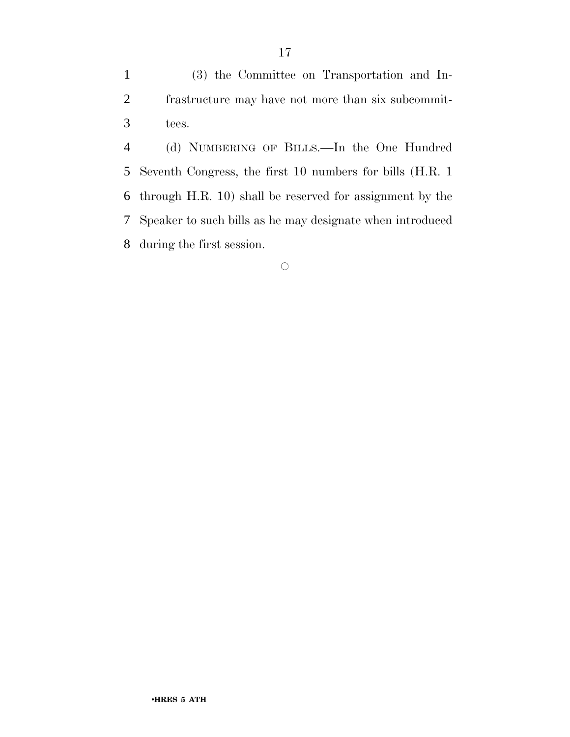(3) the Committee on Transportation and Infrastructure may have not more than six subcommittees.

(d) NUMBERING OF BILLS.—In the One Hundred Seventh Congress, the first 10 numbers for bills (H.R. 1 through H.R. 10) shall be reserved for assignment by the Speaker to such bills as he may designate when introduced during the first session.

○